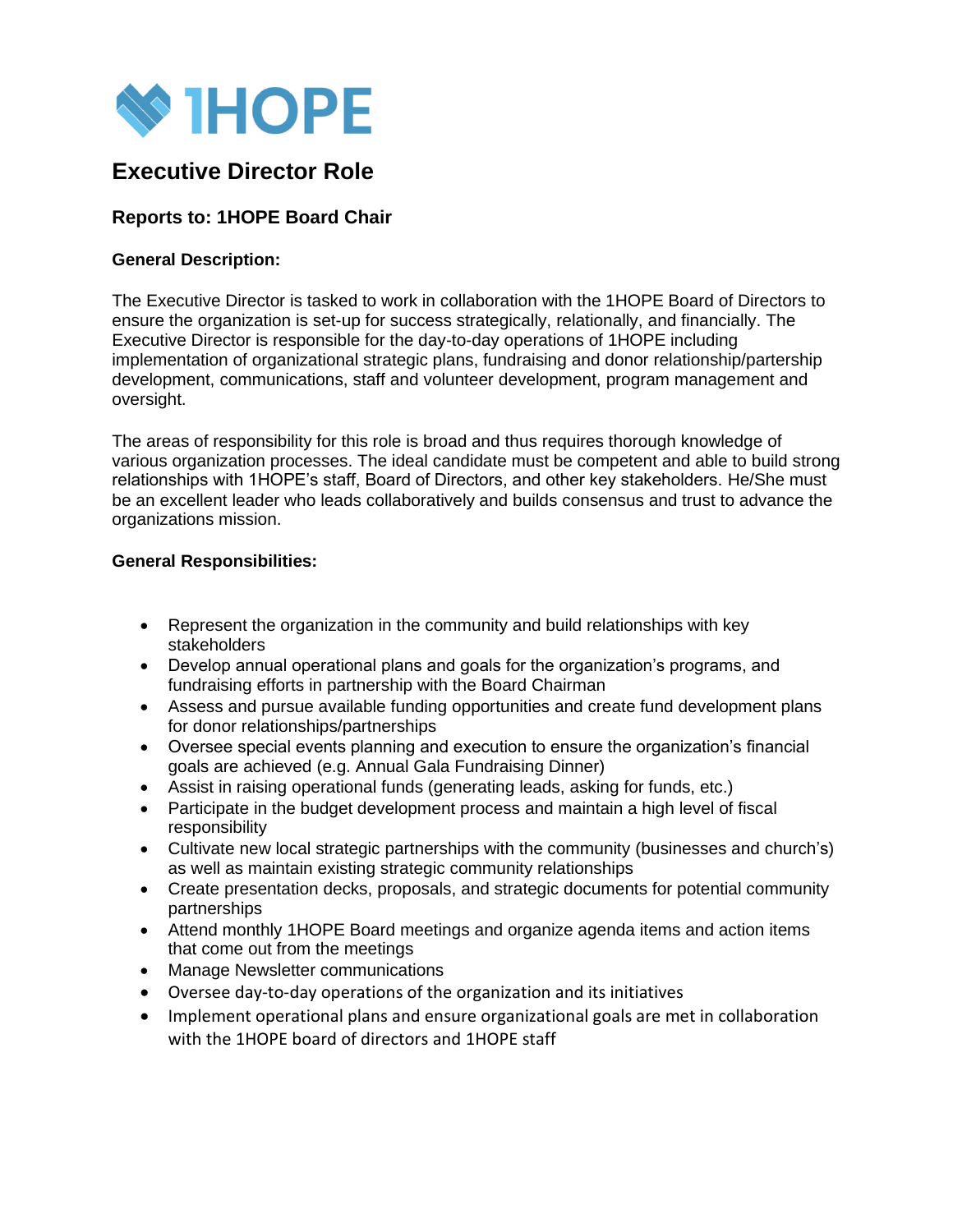1HOPE

# Executive Director Role

## Reports to: 1HOPE Board Chair

**General Description:**

The Executive Director is tasked to work in collaboration with the 1HOPE Board of Directors to ensure the organization is set-up for success strategically, relationally, and financially. The Executive Director is responsible for the day-to-day operations of 1HOPE including implementation of organizational strategic plans, fundraising and donor relationship/partership development, communications, staff and volunteer development, program management and oversight.

The areas of responsibility for this role is broad and thus requires thorough knowledge of various organization processes. The ideal candidate must be competent and able to build strong relationships with 1HOPE's staff, Board of Directors, and other key stakeholders. He/She must be an excellent leader who leads collaboratively and builds consensus and trust to advance the organizations mission.

**General Responsibilities:**

- Represent the organization in the community and build relationships with key stakeholders
- Develop annual operational plans and goals for the organization's programs, and fundraising efforts in partnership with the Board Chairman
- Assess and pursue available funding opportunities and create fund development plans for donor relationships/partnerships
- Oversee special events planning and execution to ensure the organization's financial goals are achieved (e.g. Annual Gala Fundraising Dinner)
- Assist in raising operational funds (generating leads, asking for funds, etc.)
- Participate in the budget development process and maintain a high level of fiscal responsibility
- Cultivate new local strategic partnerships with the community (businesses and church's) as well as maintain existing strategic community relationships
- Create presentation decks, proposals, and strategic documents for potential community partnerships
- Attend monthly 1HOPE Board meetings and organize agenda items and action items that come out from the meetings
- Manage Newsletter communications
- Oversee day-to-day operations of the organization and its initiatives
- Implement operational plans and ensure organizational goals are met in collaboration with the 1HOPE board of directors and 1HOPE staff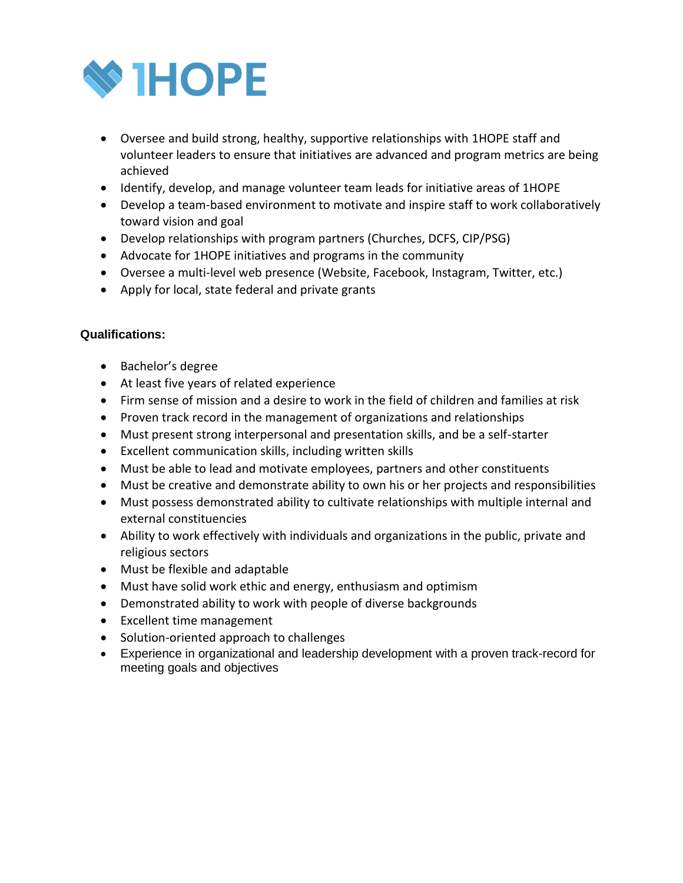- Oversee and build strong, healthy, supportive relationships with 1HOPE staff and volunteer leaders to ensure that initiatives are advanced and program metrics are being achieved
- Identify, develop, and manage volunteer team leads for initiative areas of 1HOPE
- Develop a team-based environment to motivate and inspire staff to work collaboratively toward vision and goal
- Develop relationships with program partners (Churches, DCFS, CIP/PSG)
- Advocate for 1HOPE initiatives and programs in the community
- Oversee a multi-level web presence (Website, Facebook, Instagram, Twitter, etc.)
- Apply for local, state federal and private grants

**Qualifications:**

- Bachelor's degree
- At least five years of related experience
- Firm sense of mission and a desire to work in the field of children and families at risk
- Proven track record in the management of organizations and relationships
- Must present strong interpersonal and presentation skills, and be a self-starter
- Excellent communication skills, including written skills
- Must be able to lead and motivate employees, partners and other constituents
- Must be creative and demonstrate ability to own his or her projects and responsibilities
- Must possess demonstrated ability to cultivate relationships with multiple internal and external constituencies
- Ability to work effectively with individuals and organizations in the public, private and religious sectors
- Must be flexible and adaptable
- Must have solid work ethic and energy, enthusiasm and optimism
- Demonstrated ability to work with people of diverse backgrounds
- Excellent time management
- Solution-oriented approach to challenges
- Experience in organizational and leadership development with a proven track-record for meeting goals and objectives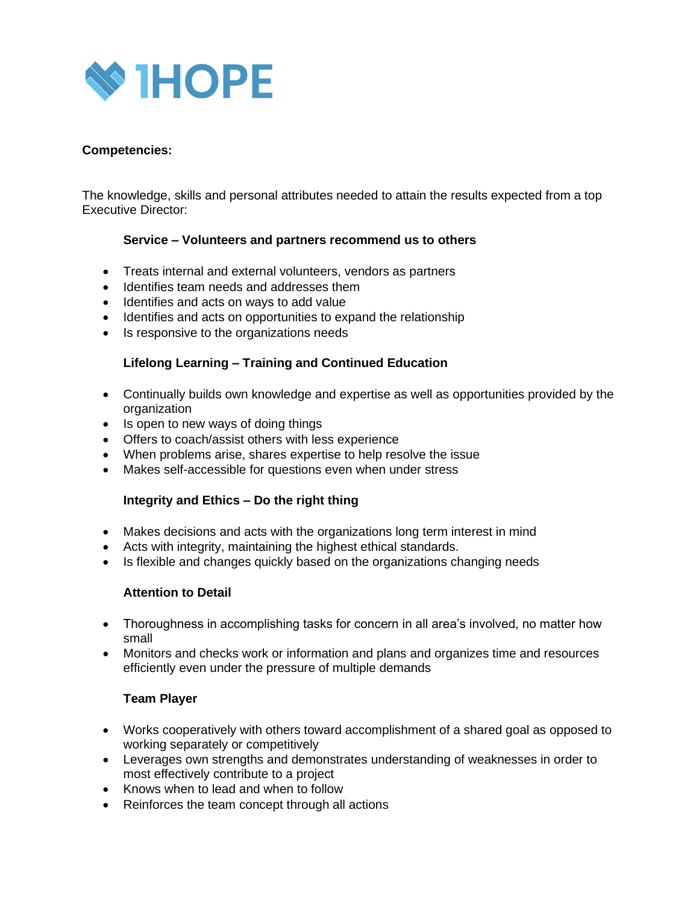**Competencies:**

The knowledge, skills and personal attributes needed to attain the results expected from a top Executive Director:

**Service – Volunteers and partners recommend us to others**

- Treats internal and external volunteers, vendors as partners
- Identifies team needs and addresses them
- Identifies and acts on ways to add value
- Identifies and acts on opportunities to expand the relationship
- Is responsive to the organizations needs

**Lifelong Learning – Training and Continued Education**

- Continually builds own knowledge and expertise as well as opportunities provided by the organization
- Is open to new ways of doing things
- Offers to coach/assist others with less experience
- When problems arise, shares expertise to help resolve the issue
- Makes self-accessible for questions even when under stress

**Integrity and Ethics – Do the right thing**

- Makes decisions and acts with the organizations long term interest in mind
- Acts with integrity, maintaining the highest ethical standards.
- Is flexible and changes quickly based on the organizations changing needs

**Attention to Detail**

- Thoroughness in accomplishing tasks for concern in all area's involved, no matter how small
- Monitors and checks work or information and plans and organizes time and resources efficiently even under the pressure of multiple demands

**Team Player**

- Works cooperatively with others toward accomplishment of a shared goal as opposed to working separately or competitively
- Leverages own strengths and demonstrates understanding of weaknesses in order to most effectively contribute to a project
- Knows when to lead and when to follow
- Reinforces the team concept through all actions